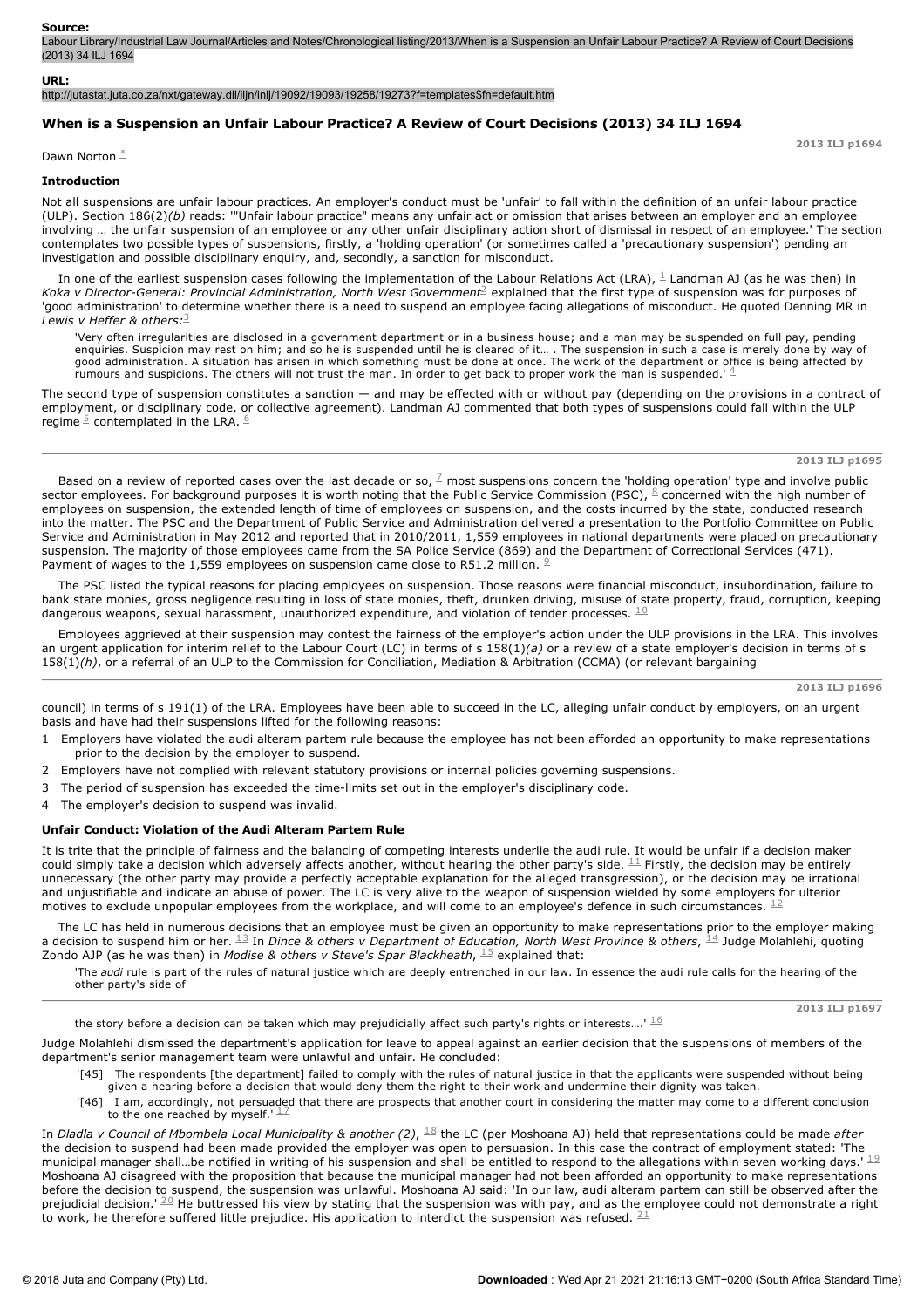**Source:**
Labour Library/Industrial Law Journal/Articles and Notes/Chronological listing/2013/When is a Suspension an Unfair Labour Practice? A Review of Court Decisions (2013) 34 ILJ 1694

**URL:**
http://jutastat.juta.co.za/nxt/gateway.dll/iljn/inlj/19092/19093/19258/19273?f=templates$fn=default.htm

## When is a Suspension an Unfair Labour Practice? A Review of Court Decisions (2013) 34 ILJ 1694

Dawn Norton [*]

### Introduction

Not all suspensions are unfair labour practices. An employer's conduct must be 'unfair' to fall within the definition of an unfair labour practice (ULP). Section 186(2)*(b)* reads: '"Unfair labour practice" means any unfair act or omission that arises between an employer and an employee involving … the unfair suspension of an employee or any other unfair disciplinary action short of dismissal in respect of an employee.' The section contemplates two possible types of suspensions, firstly, a 'holding operation' (or sometimes called a 'precautionary suspension') pending an investigation and possible disciplinary enquiry, and, secondly, a sanction for misconduct.

In one of the earliest suspension cases following the implementation of the Labour Relations Act (LRA), [1] Landman AJ (as he was then) in *Koka v Director-General: Provincial Administration, North West Government*[2] explained that the first type of suspension was for purposes of 'good administration' to determine whether there is a need to suspend an employee facing allegations of misconduct. He quoted Denning MR in *Lewis v Heffer & others:*[3]

> 'Very often irregularities are disclosed in a government department or in a business house; and a man may be suspended on full pay, pending enquiries. Suspicion may rest on him; and so he is suspended until he is cleared of it… . The suspension in such a case is merely done by way of good administration. A situation has arisen in which something must be done at once. The work of the department or office is being affected by rumours and suspicions. The others will not trust the man. In order to get back to proper work the man is suspended.' [4]

The second type of suspension constitutes a sanction — and may be effected with or without pay (depending on the provisions in a contract of employment, or disciplinary code, or collective agreement). Landman AJ commented that both types of suspensions could fall within the ULP regime [5] contemplated in the LRA. [6]

Based on a review of reported cases over the last decade or so, [7] most suspensions concern the 'holding operation' type and involve public sector employees. For background purposes it is worth noting that the Public Service Commission (PSC), [8] concerned with the high number of employees on suspension, the extended length of time of employees on suspension, and the costs incurred by the state, conducted research into the matter. The PSC and the Department of Public Service and Administration delivered a presentation to the Portfolio Committee on Public Service and Administration in May 2012 and reported that in 2010/2011, 1,559 employees in national departments were placed on precautionary suspension. The majority of those employees came from the SA Police Service (869) and the Department of Correctional Services (471). Payment of wages to the 1,559 employees on suspension came close to R51.2 million. [9]

The PSC listed the typical reasons for placing employees on suspension. Those reasons were financial misconduct, insubordination, failure to bank state monies, gross negligence resulting in loss of state monies, theft, drunken driving, misuse of state property, fraud, corruption, keeping dangerous weapons, sexual harassment, unauthorized expenditure, and violation of tender processes. [10]

Employees aggrieved at their suspension may contest the fairness of the employer's action under the ULP provisions in the LRA. This involves an urgent application for interim relief to the Labour Court (LC) in terms of s 158(1)*(a)* or a review of a state employer's decision in terms of s 158(1)*(h)*, or a referral of an ULP to the Commission for Conciliation, Mediation & Arbitration (CCMA) (or relevant bargaining council) in terms of s 191(1) of the LRA. Employees have been able to succeed in the LC, alleging unfair conduct by employers, on an urgent basis and have had their suspensions lifted for the following reasons:

1. Employers have violated the audi alteram partem rule because the employee has not been afforded an opportunity to make representations prior to the decision by the employer to suspend.
2. Employers have not complied with relevant statutory provisions or internal policies governing suspensions.
3. The period of suspension has exceeded the time-limits set out in the employer's disciplinary code.
4. The employer's decision to suspend was invalid.

### Unfair Conduct: Violation of the Audi Alteram Partem Rule

It is trite that the principle of fairness and the balancing of competing interests underlie the audi rule. It would be unfair if a decision maker could simply take a decision which adversely affects another, without hearing the other party's side. [11] Firstly, the decision may be entirely unnecessary (the other party may provide a perfectly acceptable explanation for the alleged transgression), or the decision may be irrational and unjustifiable and indicate an abuse of power. The LC is very alive to the weapon of suspension wielded by some employers for ulterior motives to exclude unpopular employees from the workplace, and will come to an employee's defence in such circumstances. [12]

The LC has held in numerous decisions that an employee must be given an opportunity to make representations prior to the employer making a decision to suspend him or her. [13] In *Dince & others v Department of Education, North West Province & others*, [14] Judge Molahlehi, quoting Zondo AJP (as he was then) in *Modise & others v Steve's Spar Blackheath*, [15] explained that:

> 'The *audi* rule is part of the rules of natural justice which are deeply entrenched in our law. In essence the audi rule calls for the hearing of the other party's side of the story before a decision can be taken which may prejudicially affect such party's rights or interests….' [16]

Judge Molahlehi dismissed the department's application for leave to appeal against an earlier decision that the suspensions of members of the department's senior management team were unlawful and unfair. He concluded:

> '[45] The respondents [the department] failed to comply with the rules of natural justice in that the applicants were suspended without being given a hearing before a decision that would deny them the right to their work and undermine their dignity was taken.
>
> '[46] I am, accordingly, not persuaded that there are prospects that another court in considering the matter may come to a different conclusion to the one reached by myself.' [17]

In *Dladla v Council of Mbombela Local Municipality & another (2)*, [18] the LC (per Moshoana AJ) held that representations could be made *after* the decision to suspend had been made provided the employer was open to persuasion. In this case the contract of employment stated: 'The municipal manager shall…be notified in writing of his suspension and shall be entitled to respond to the allegations within seven working days.' [19] Moshoana AJ disagreed with the proposition that because the municipal manager had not been afforded an opportunity to make representations before the decision to suspend, the suspension was unlawful. Moshoana AJ said: 'In our law, audi alteram partem can still be observed after the prejudicial decision.' [20] He buttressed his view by stating that the suspension was with pay, and as the employee could not demonstrate a right to work, he therefore suffered little prejudice. His application to interdict the suspension was refused. [21]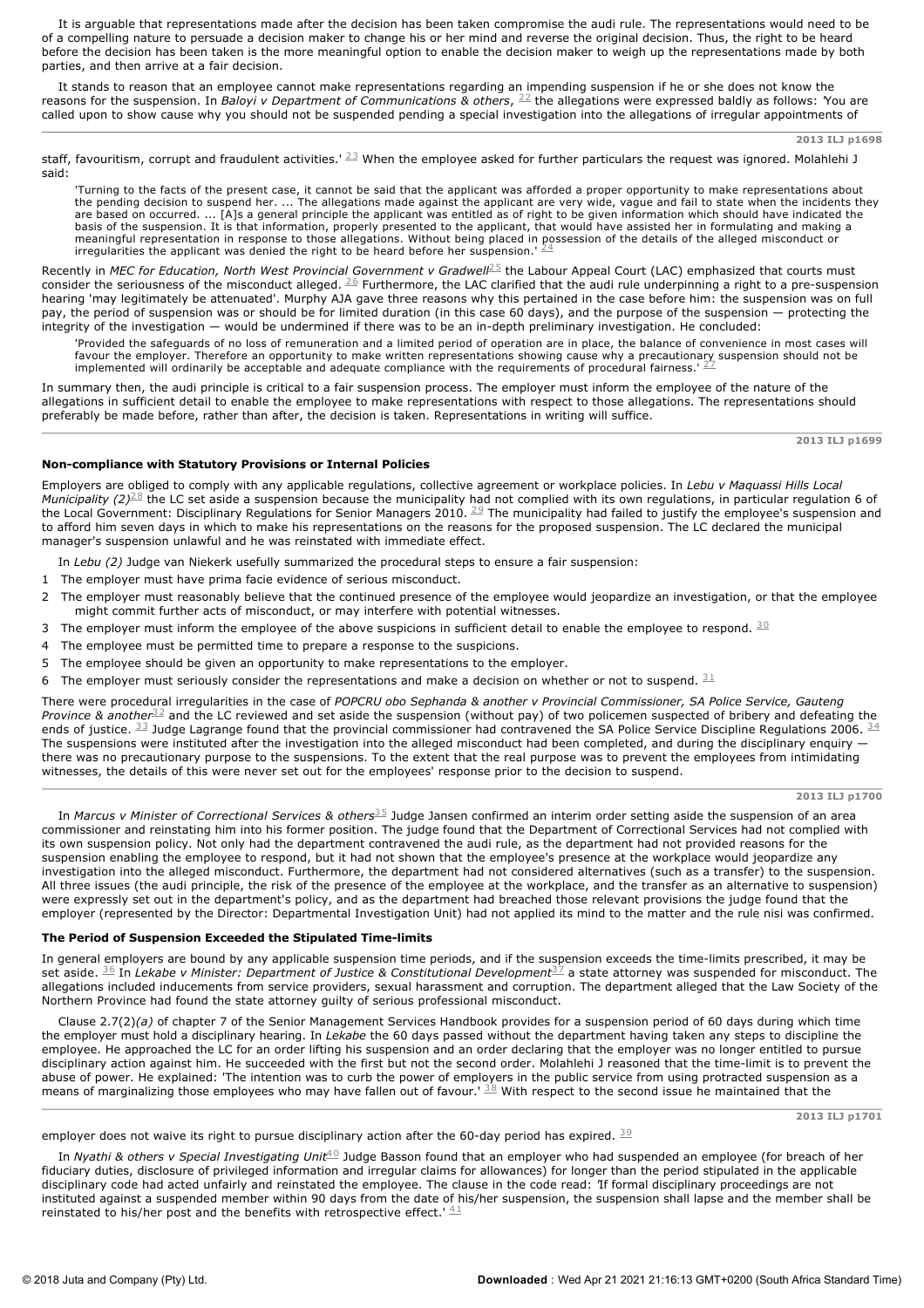It is arguable that representations made after the decision has been taken compromise the audi rule. The representations would need to be of a compelling nature to persuade a decision maker to change his or her mind and reverse the original decision. Thus, the right to be heard before the decision has been taken is the more meaningful option to enable the decision maker to weigh up the representations made by both parties, and then arrive at a fair decision.

It stands to reason that an employee cannot make representations regarding an impending suspension if he or she does not know the reasons for the suspension. In *Baloyi v Department of Communications & others*, [22] the allegations were expressed baldly as follows: 'You are called upon to show cause why you should not be suspended pending a special investigation into the allegations of irregular appointments of staff, favouritism, corrupt and fraudulent activities.' [23] When the employee asked for further particulars the request was ignored. Molahlehi J said:

> 'Turning to the facts of the present case, it cannot be said that the applicant was afforded a proper opportunity to make representations about the pending decision to suspend her. ... The allegations made against the applicant are very wide, vague and fail to state when the incidents they are based on occurred. ... [A]s a general principle the applicant was entitled as of right to be given information which should have indicated the basis of the suspension. It is that information, properly presented to the applicant, that would have assisted her in formulating and making a meaningful representation in response to those allegations. Without being placed in possession of the details of the alleged misconduct or irregularities the applicant was denied the right to be heard before her suspension.' [24]

Recently in *MEC for Education, North West Provincial Government v Gradwell*[25] the Labour Appeal Court (LAC) emphasized that courts must consider the seriousness of the misconduct alleged. [26] Furthermore, the LAC clarified that the audi rule underpinning a right to a pre-suspension hearing 'may legitimately be attenuated'. Murphy AJA gave three reasons why this pertained in the case before him: the suspension was on full pay, the period of suspension was or should be for limited duration (in this case 60 days), and the purpose of the suspension — protecting the integrity of the investigation — would be undermined if there was to be an in-depth preliminary investigation. He concluded:

> 'Provided the safeguards of no loss of remuneration and a limited period of operation are in place, the balance of convenience in most cases will favour the employer. Therefore an opportunity to make written representations showing cause why a precautionary suspension should not be implemented will ordinarily be acceptable and adequate compliance with the requirements of procedural fairness.' [27]

In summary then, the audi principle is critical to a fair suspension process. The employer must inform the employee of the nature of the allegations in sufficient detail to enable the employee to make representations with respect to those allegations. The representations should preferably be made before, rather than after, the decision is taken. Representations in writing will suffice.

### Non-compliance with Statutory Provisions or Internal Policies

Employers are obliged to comply with any applicable regulations, collective agreement or workplace policies. In *Lebu v Maquassi Hills Local Municipality (2)*[28] the LC set aside a suspension because the municipality had not complied with its own regulations, in particular regulation 6 of the Local Government: Disciplinary Regulations for Senior Managers 2010. [29] The municipality had failed to justify the employee's suspension and to afford him seven days in which to make his representations on the reasons for the proposed suspension. The LC declared the municipal manager's suspension unlawful and he was reinstated with immediate effect.

In *Lebu (2)* Judge van Niekerk usefully summarized the procedural steps to ensure a fair suspension:

1. The employer must have prima facie evidence of serious misconduct.
2. The employer must reasonably believe that the continued presence of the employee would jeopardize an investigation, or that the employee might commit further acts of misconduct, or may interfere with potential witnesses.
3. The employer must inform the employee of the above suspicions in sufficient detail to enable the employee to respond. [30]
4. The employee must be permitted time to prepare a response to the suspicions.
5. The employee should be given an opportunity to make representations to the employer.
6. The employer must seriously consider the representations and make a decision on whether or not to suspend. [31]

There were procedural irregularities in the case of *POPCRU obo Sephanda & another v Provincial Commissioner, SA Police Service, Gauteng Province & another*[32] and the LC reviewed and set aside the suspension (without pay) of two policemen suspected of bribery and defeating the ends of justice. [33] Judge Lagrange found that the provincial commissioner had contravened the SA Police Service Discipline Regulations 2006. [34] The suspensions were instituted after the investigation into the alleged misconduct had been completed, and during the disciplinary enquiry — there was no precautionary purpose to the suspensions. To the extent that the real purpose was to prevent the employees from intimidating witnesses, the details of this were never set out for the employees' response prior to the decision to suspend.

In *Marcus v Minister of Correctional Services & others*[35] Judge Jansen confirmed an interim order setting aside the suspension of an area commissioner and reinstating him into his former position. The judge found that the Department of Correctional Services had not complied with its own suspension policy. Not only had the department contravened the audi rule, as the department had not provided reasons for the suspension enabling the employee to respond, but it had not shown that the employee's presence at the workplace would jeopardize any investigation into the alleged misconduct. Furthermore, the department had not considered alternatives (such as a transfer) to the suspension. All three issues (the audi principle, the risk of the presence of the employee at the workplace, and the transfer as an alternative to suspension) were expressly set out in the department's policy, and as the department had breached those relevant provisions the judge found that the employer (represented by the Director: Departmental Investigation Unit) had not applied its mind to the matter and the rule nisi was confirmed.

### The Period of Suspension Exceeded the Stipulated Time-limits

In general employers are bound by any applicable suspension time periods, and if the suspension exceeds the time-limits prescribed, it may be set aside. [36] In *Lekabe v Minister: Department of Justice & Constitutional Development*[37] a state attorney was suspended for misconduct. The allegations included inducements from service providers, sexual harassment and corruption. The department alleged that the Law Society of the Northern Province had found the state attorney guilty of serious professional misconduct.

Clause 2.7(2)*(a)* of chapter 7 of the Senior Management Services Handbook provides for a suspension period of 60 days during which time the employer must hold a disciplinary hearing. In *Lekabe* the 60 days passed without the department having taken any steps to discipline the employee. He approached the LC for an order lifting his suspension and an order declaring that the employer was no longer entitled to pursue disciplinary action against him. He succeeded with the first but not the second order. Molahlehi J reasoned that the time-limit is to prevent the abuse of power. He explained: 'The intention was to curb the power of employers in the public service from using protracted suspension as a means of marginalizing those employees who may have fallen out of favour.' [38] With respect to the second issue he maintained that the employer does not waive its right to pursue disciplinary action after the 60-day period has expired. [39]

In *Nyathi & others v Special Investigating Unit*[40] Judge Basson found that an employer who had suspended an employee (for breach of her fiduciary duties, disclosure of privileged information and irregular claims for allowances) for longer than the period stipulated in the applicable disciplinary code had acted unfairly and reinstated the employee. The clause in the code read: 'If formal disciplinary proceedings are not instituted against a suspended member within 90 days from the date of his/her suspension, the suspension shall lapse and the member shall be reinstated to his/her post and the benefits with retrospective effect.' [41]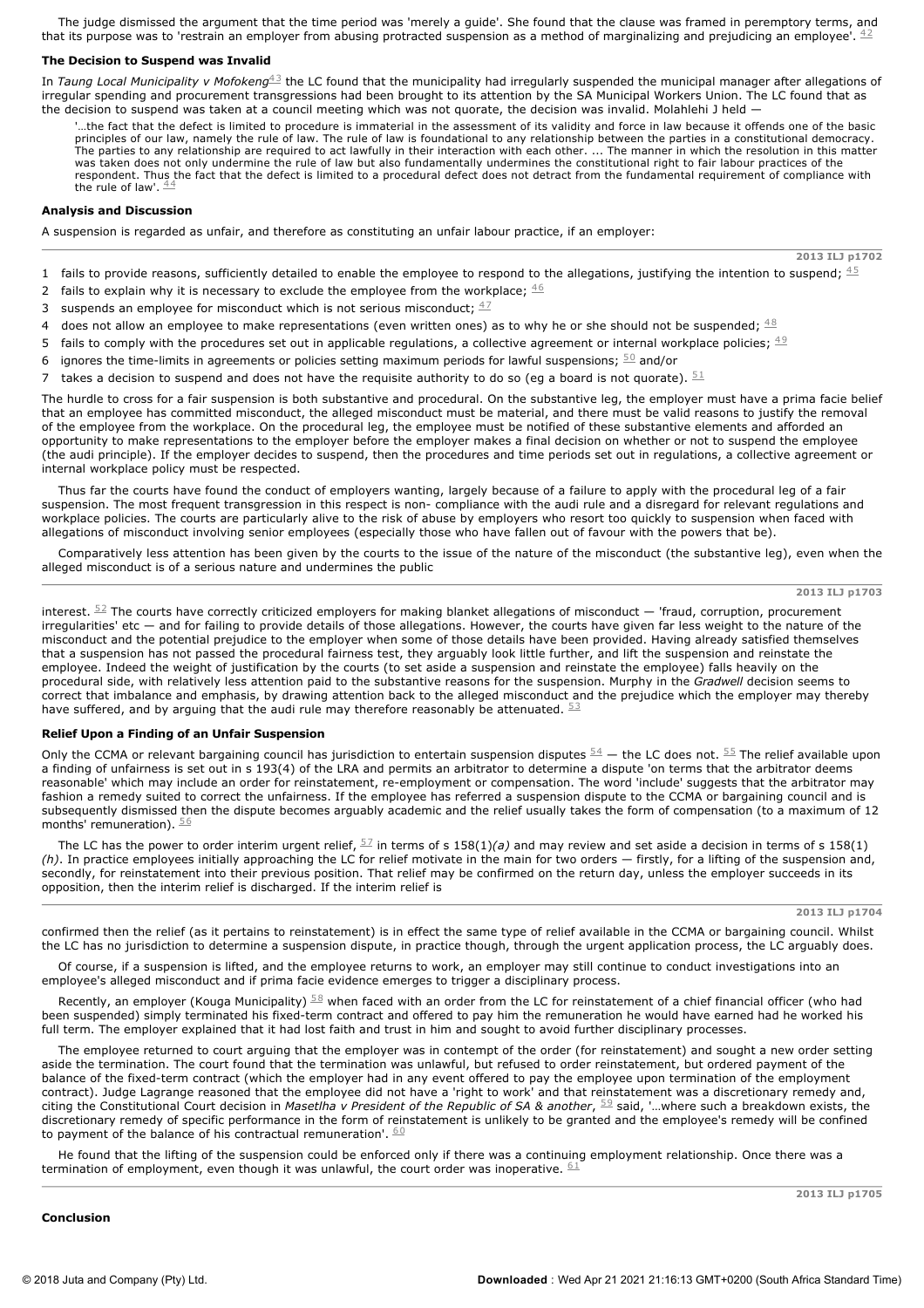The judge dismissed the argument that the time period was 'merely a guide'. She found that the clause was framed in peremptory terms, and that its purpose was to 'restrain an employer from abusing protracted suspension as a method of marginalizing and prejudicing an employee'. [42]

### The Decision to Suspend was Invalid

In *Taung Local Municipality v Mofokeng*[43] the LC found that the municipality had irregularly suspended the municipal manager after allegations of irregular spending and procurement transgressions had been brought to its attention by the SA Municipal Workers Union. The LC found that as the decision to suspend was taken at a council meeting which was not quorate, the decision was invalid. Molahlehi J held —

> '...the fact that the defect is limited to procedure is immaterial in the assessment of its validity and force in law because it offends one of the basic principles of our law, namely the rule of law. The rule of law is foundational to any relationship between the parties in a constitutional democracy. The parties to any relationship are required to act lawfully in their interaction with each other. ... The manner in which the resolution in this matter was taken does not only undermine the rule of law but also fundamentally undermines the constitutional right to fair labour practices of the respondent. Thus the fact that the defect is limited to a procedural defect does not detract from the fundamental requirement of compliance with the rule of law'. [44]

### Analysis and Discussion

A suspension is regarded as unfair, and therefore as constituting an unfair labour practice, if an employer:

1. fails to provide reasons, sufficiently detailed to enable the employee to respond to the allegations, justifying the intention to suspend; [45]
2. fails to explain why it is necessary to exclude the employee from the workplace; [46]
3. suspends an employee for misconduct which is not serious misconduct; [47]
4. does not allow an employee to make representations (even written ones) as to why he or she should not be suspended; [48]
5. fails to comply with the procedures set out in applicable regulations, a collective agreement or internal workplace policies; [49]
6. ignores the time-limits in agreements or policies setting maximum periods for lawful suspensions; [50] and/or
7. takes a decision to suspend and does not have the requisite authority to do so (eg a board is not quorate). [51]

The hurdle to cross for a fair suspension is both substantive and procedural. On the substantive leg, the employer must have a prima facie belief that an employee has committed misconduct, the alleged misconduct must be material, and there must be valid reasons to justify the removal of the employee from the workplace. On the procedural leg, the employee must be notified of these substantive elements and afforded an opportunity to make representations to the employer before the employer makes a final decision on whether or not to suspend the employee (the audi principle). If the employer decides to suspend, then the procedures and time periods set out in regulations, a collective agreement or internal workplace policy must be respected.

Thus far the courts have found the conduct of employers wanting, largely because of a failure to apply with the procedural leg of a fair suspension. The most frequent transgression in this respect is non- compliance with the audi rule and a disregard for relevant regulations and workplace policies. The courts are particularly alive to the risk of abuse by employers who resort too quickly to suspension when faced with allegations of misconduct involving senior employees (especially those who have fallen out of favour with the powers that be).

Comparatively less attention has been given by the courts to the issue of the nature of the misconduct (the substantive leg), even when the alleged misconduct is of a serious nature and undermines the public interest. [52] The courts have correctly criticized employers for making blanket allegations of misconduct — 'fraud, corruption, procurement irregularities' etc — and for failing to provide details of those allegations. However, the courts have given far less weight to the nature of the misconduct and the potential prejudice to the employer when some of those details have been provided. Having already satisfied themselves that a suspension has not passed the procedural fairness test, they arguably look little further, and lift the suspension and reinstate the employee. Indeed the weight of justification by the courts (to set aside a suspension and reinstate the employee) falls heavily on the procedural side, with relatively less attention paid to the substantive reasons for the suspension. Murphy in the *Gradwell* decision seems to correct that imbalance and emphasis, by drawing attention back to the alleged misconduct and the prejudice which the employer may thereby have suffered, and by arguing that the audi rule may therefore reasonably be attenuated. [53]

### Relief Upon a Finding of an Unfair Suspension

Only the CCMA or relevant bargaining council has jurisdiction to entertain suspension disputes [54] — the LC does not. [55] The relief available upon a finding of unfairness is set out in s 193(4) of the LRA and permits an arbitrator to determine a dispute 'on terms that the arbitrator deems reasonable' which may include an order for reinstatement, re-employment or compensation. The word 'include' suggests that the arbitrator may fashion a remedy suited to correct the unfairness. If the employee has referred a suspension dispute to the CCMA or bargaining council and is subsequently dismissed then the dispute becomes arguably academic and the relief usually takes the form of compensation (to a maximum of 12 months' remuneration). [56]

The LC has the power to order interim urgent relief, [57] in terms of s 158(1)*(a)* and may review and set aside a decision in terms of s 158(1)*(h)*. In practice employees initially approaching the LC for relief motivate in the main for two orders — firstly, for a lifting of the suspension and, secondly, for reinstatement into their previous position. That relief may be confirmed on the return day, unless the employer succeeds in its opposition, then the interim relief is discharged. If the interim relief is confirmed then the relief (as it pertains to reinstatement) is in effect the same type of relief available in the CCMA or bargaining council. Whilst the LC has no jurisdiction to determine a suspension dispute, in practice though, through the urgent application process, the LC arguably does.

Of course, if a suspension is lifted, and the employee returns to work, an employer may still continue to conduct investigations into an employee's alleged misconduct and if prima facie evidence emerges to trigger a disciplinary process.

Recently, an employer (Kouga Municipality) [58] when faced with an order from the LC for reinstatement of a chief financial officer (who had been suspended) simply terminated his fixed-term contract and offered to pay him the remuneration he would have earned had he worked his full term. The employer explained that it had lost faith and trust in him and sought to avoid further disciplinary processes.

The employee returned to court arguing that the employer was in contempt of the order (for reinstatement) and sought a new order setting aside the termination. The court found that the termination was unlawful, but refused to order reinstatement, but ordered payment of the balance of the fixed-term contract (which the employer had in any event offered to pay the employee upon termination of the employment contract). Judge Lagrange reasoned that the employee did not have a 'right to work' and that reinstatement was a discretionary remedy and, citing the Constitutional Court decision in *Masetlha v President of the Republic of SA & another*, [59] said, '...where such a breakdown exists, the discretionary remedy of specific performance in the form of reinstatement is unlikely to be granted and the employee's remedy will be confined to payment of the balance of his contractual remuneration'. [60]

He found that the lifting of the suspension could be enforced only if there was a continuing employment relationship. Once there was a termination of employment, even though it was unlawful, the court order was inoperative. [61]

### Conclusion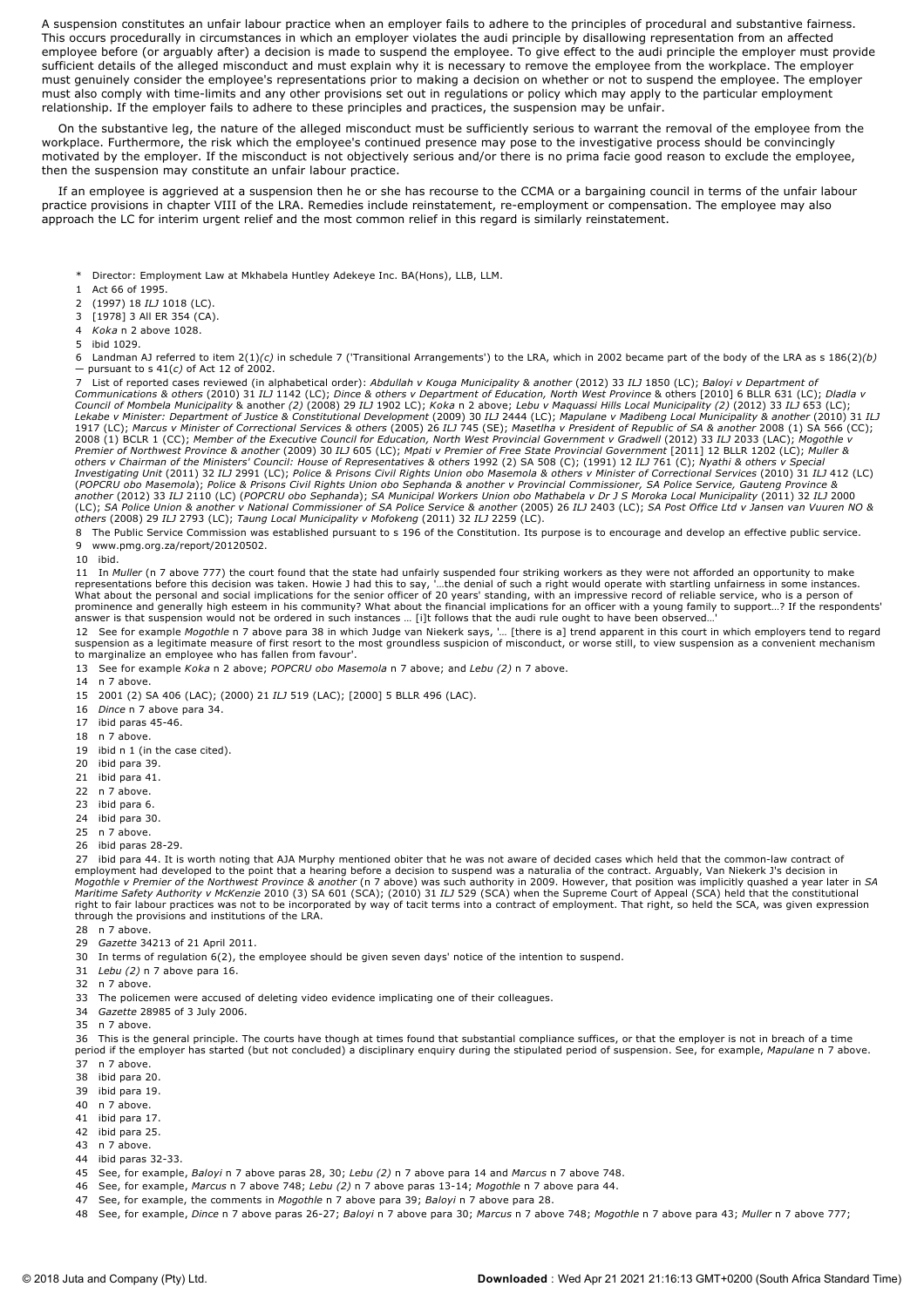A suspension constitutes an unfair labour practice when an employer fails to adhere to the principles of procedural and substantive fairness. This occurs procedurally in circumstances in which an employer violates the audi principle by disallowing representation from an affected employee before (or arguably after) a decision is made to suspend the employee. To give effect to the audi principle the employer must provide sufficient details of the alleged misconduct and must explain why it is necessary to remove the employee from the workplace. The employer must genuinely consider the employee's representations prior to making a decision on whether or not to suspend the employee. The employer must also comply with time-limits and any other provisions set out in regulations or policy which may apply to the particular employment relationship. If the employer fails to adhere to these principles and practices, the suspension may be unfair.

On the substantive leg, the nature of the alleged misconduct must be sufficiently serious to warrant the removal of the employee from the workplace. Furthermore, the risk which the employee's continued presence may pose to the investigative process should be convincingly motivated by the employer. If the misconduct is not objectively serious and/or there is no prima facie good reason to exclude the employee, then the suspension may constitute an unfair labour practice.

If an employee is aggrieved at a suspension then he or she has recourse to the CCMA or a bargaining council in terms of the unfair labour practice provisions in chapter VIII of the LRA. Remedies include reinstatement, re-employment or compensation. The employee may also approach the LC for interim urgent relief and the most common relief in this regard is similarly reinstatement.

---

\* Director: Employment Law at Mkhabela Huntley Adekeye Inc. BA(Hons), LLB, LLM.

1 Act 66 of 1995.

2 (1997) 18 *ILJ* 1018 (LC).

3 [1978] 3 All ER 354 (CA).

4 *Koka* n 2 above 1028.

5 ibid 1029.

6 Landman AJ referred to item 2(1)*(c)* in schedule 7 ('Transitional Arrangements') to the LRA, which in 2002 became part of the body of the LRA as s 186(2)*(b)* — pursuant to s 41(*c*) of Act 12 of 2002.

7 List of reported cases reviewed (in alphabetical order): *Abdullah v Kouga Municipality & another* (2012) 33 *ILJ* 1850 (LC); *Baloyi v Department of Communications & others* (2010) 31 *ILJ* 1142 (LC); *Dince & others v Department of Education, North West Province* & others [2010] 6 BLLR 631 (LC); *Dladla v Council of Mombela Municipality* & another *(2)* (2008) 29 *ILJ* 1902 (LC); *Koka* n 2 above; *Lebu v Maquassi Hills Local Municipality (2)* (2012) 33 *ILJ* 653 (LC); *Lekabe v Minister: Department of Justice & Constitutional Development* (2009) 30 *ILJ* 2444 (LC); *Mapulane v Madibeng Local Municipality & another* (2010) 31 *ILJ* 1917 (LC); *Marcus v Minister of Correctional Services & others* (2005) 26 *ILJ* 745 (SE); *Masetlha v President of Republic of SA & another* 2008 (1) SA 566 (CC); 2008 (1) BCLR 1 (CC); *Member of the Executive Council for Education, North West Provincial Government v Gradwell* (2012) 33 *ILJ* 2033 (LAC); *Mogothle v Premier of Northwest Province & another* (2009) 30 *ILJ* 605 (LC); *Mpati v Premier of Free State Provincial Government* [2011] 12 BLLR 1202 (LC); *Muller & others v Chairman of the Ministers' Council: House of Representatives & others* 1992 (2) SA 508 (C); (1991) 12 *ILJ* 761 (C); *Nyathi & others v Special Investigating Unit* (2011) 32 *ILJ* 2991 (LC); *Police & Prisons Civil Rights Union obo Masemola & others v Minister of Correctional Services* (2010) 31 *ILJ* 412 (LC) (*POPCRU obo Masemola*); *Police & Prisons Civil Rights Union obo Sephanda & another v Provincial Commissioner, SA Police Service, Gauteng Province & another* (2012) 33 *ILJ* 2110 (LC) (*POPCRU obo Sephanda*); *SA Municipal Workers Union obo Mathabela v Dr J S Moroka Local Municipality* (2011) 32 *ILJ* 2000 (LC); *SA Police Union & another v National Commissioner of SA Police Service & another* (2005) 26 *ILJ* 2403 (LC); *SA Post Office Ltd v Jansen van Vuuren NO & others* (2008) 29 *ILJ* 2793 (LC); *Taung Local Municipality v Mofokeng* (2011) 32 *ILJ* 2259 (LC).

8 The Public Service Commission was established pursuant to s 196 of the Constitution. Its purpose is to encourage and develop an effective public service.

9 www.pmg.org.za/report/20120502.

10 ibid.

11 In *Muller* (n 7 above 777) the court found that the state had unfairly suspended four striking workers as they were not afforded an opportunity to make representations before this decision was taken. Howie J had this to say, '...the denial of such a right would operate with startling unfairness in some instances. What about the personal and social implications for the senior officer of 20 years' standing, with an impressive record of reliable service, who is a person of prominence and generally high esteem in his community? What about the financial implications for an officer with a young family to support...? If the respondents' answer is that suspension would not be ordered in such instances ... [i]t follows that the audi rule ought to have been observed...'

12 See for example *Mogothle* n 7 above para 38 in which Judge van Niekerk says, '... [there is a] trend apparent in this court in which employers tend to regard suspension as a legitimate measure of first resort to the most groundless suspicion of misconduct, or worse still, to view suspension as a convenient mechanism to marginalize an employee who has fallen from favour'.

13 See for example *Koka* n 2 above; *POPCRU obo Masemola* n 7 above; and *Lebu (2)* n 7 above.

14 n 7 above.

15 2001 (2) SA 406 (LAC); (2000) 21 *ILJ* 519 (LAC); [2000] 5 BLLR 496 (LAC).

16 *Dince* n 7 above para 34.

17 ibid paras 45-46.

18 n 7 above.

19 ibid n 1 (in the case cited).

20 ibid para 39.

21 ibid para 41.

22 n 7 above.

23 ibid para 6.

24 ibid para 30.

25 n 7 above.

26 ibid paras 28-29.

27 ibid para 44. It is worth noting that AJA Murphy mentioned obiter that he was not aware of decided cases which held that the common-law contract of employment had developed to the point that a hearing before a decision to suspend was a naturalia of the contract. Arguably, Van Niekerk J's decision in *Mogothle v Premier of the Northwest Province & another* (n 7 above) was such authority in 2009. However, that position was implicitly quashed a year later in *SA Maritime Safety Authority v McKenzie* 2010 (3) SA 601 (SCA); (2010) 31 *ILJ* 529 (SCA) when the Supreme Court of Appeal (SCA) held that the constitutional right to fair labour practices was not to be incorporated by way of tacit terms into a contract of employment. That right, so held the SCA, was given expression through the provisions and institutions of the LRA.

28 n 7 above.

29 *Gazette* 34213 of 21 April 2011.

30 In terms of regulation 6(2), the employee should be given seven days' notice of the intention to suspend.

31 *Lebu (2)* n 7 above para 16.

32 n 7 above.

33 The policemen were accused of deleting video evidence implicating one of their colleagues.

34 *Gazette* 28985 of 3 July 2006.

35 n 7 above.

36 This is the general principle. The courts have though at times found that substantial compliance suffices, or that the employer is not in breach of a time period if the employer has started (but not concluded) a disciplinary enquiry during the stipulated period of suspension. See, for example, *Mapulane* n 7 above.

37 n 7 above.

38 ibid para 20.

39 ibid para 19.

40 n 7 above.

41 ibid para 17.

42 ibid para 25.

43 n 7 above.

44 ibid paras 32-33.

45 See, for example, *Baloyi* n 7 above paras 28, 30; *Lebu (2)* n 7 above para 14 and *Marcus* n 7 above 748.

46 See, for example, *Marcus* n 7 above 748; *Lebu (2)* n 7 above paras 13-14; *Mogothle* n 7 above para 44.

47 See, for example, the comments in *Mogothle* n 7 above para 39; *Baloyi* n 7 above para 28.

48 See, for example, *Dince* n 7 above paras 26-27; *Baloyi* n 7 above para 30; *Marcus* n 7 above 748; *Mogothle* n 7 above para 43; *Muller* n 7 above 777;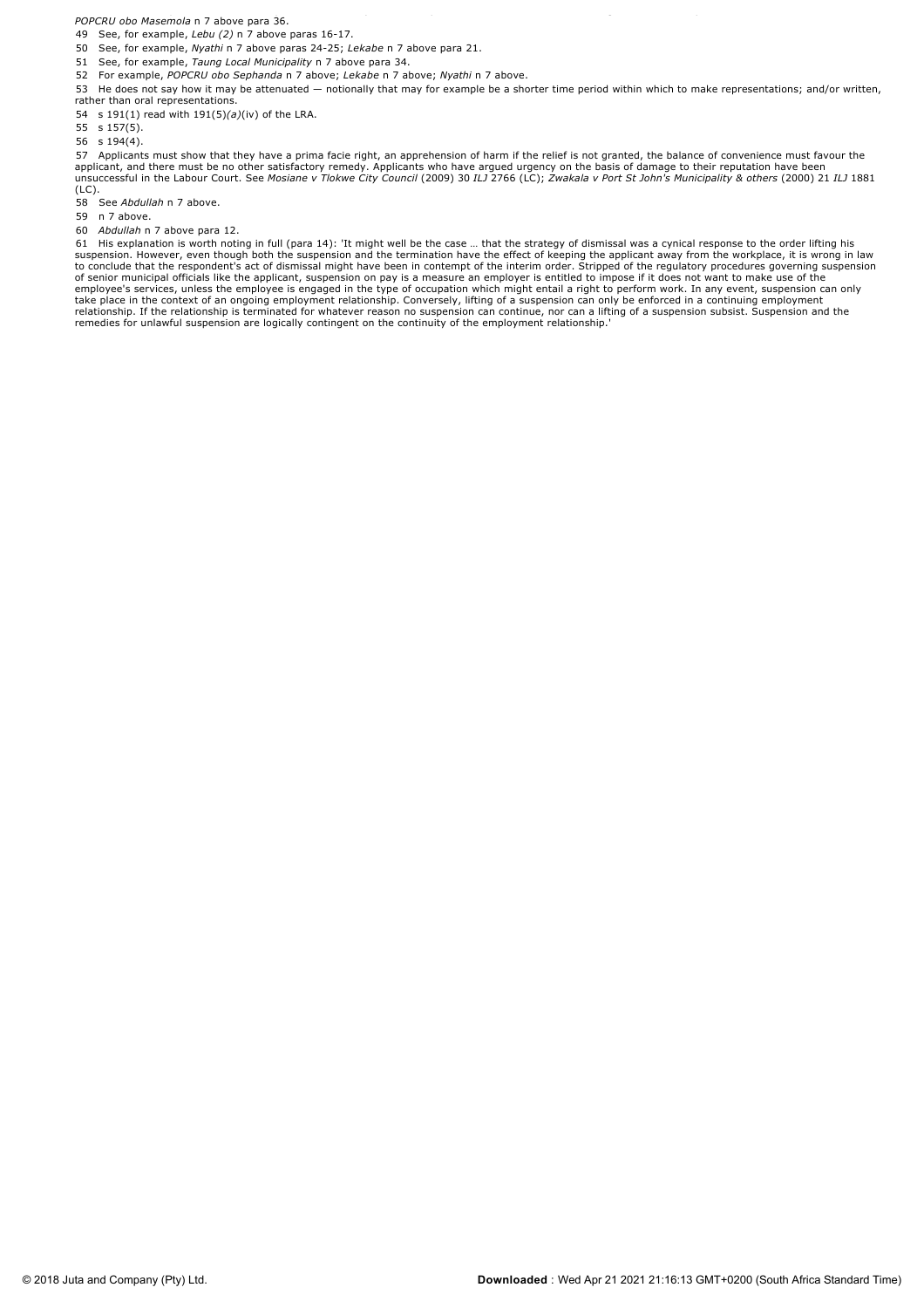*POPCRU obo Masemola* n 7 above para 36.

49 See, for example, *Lebu (2)* n 7 above paras 16-17.

50 See, for example, *Nyathi* n 7 above paras 24-25; *Lekabe* n 7 above para 21.

51 See, for example, *Taung Local Municipality* n 7 above para 34.

52 For example, *POPCRU obo Sephanda* n 7 above; *Lekabe* n 7 above; *Nyathi* n 7 above.

53 He does not say how it may be attenuated — notionally that may for example be a shorter time period within which to make representations; and/or written, rather than oral representations.

54 s 191(1) read with 191(5)*(a)*(iv) of the LRA.

55 s 157(5).

56 s 194(4).

57 Applicants must show that they have a prima facie right, an apprehension of harm if the relief is not granted, the balance of convenience must favour the applicant, and there must be no other satisfactory remedy. Applicants who have argued urgency on the basis of damage to their reputation have been unsuccessful in the Labour Court. See *Mosiane v Tlokwe City Council* (2009) 30 *ILJ* 2766 (LC); *Zwakala v Port St John's Municipality & others* (2000) 21 *ILJ* 1881 (LC).

58 See *Abdullah* n 7 above.

59 n 7 above.

60 *Abdullah* n 7 above para 12.

61 His explanation is worth noting in full (para 14): 'It might well be the case … that the strategy of dismissal was a cynical response to the order lifting his suspension. However, even though both the suspension and the termination have the effect of keeping the applicant away from the workplace, it is wrong in law to conclude that the respondent's act of dismissal might have been in contempt of the interim order. Stripped of the regulatory procedures governing suspension of senior municipal officials like the applicant, suspension on pay is a measure an employer is entitled to impose if it does not want to make use of the employee's services, unless the employee is engaged in the type of occupation which might entail a right to perform work. In any event, suspension can only take place in the context of an ongoing employment relationship. Conversely, lifting of a suspension can only be enforced in a continuing employment relationship. If the relationship is terminated for whatever reason no suspension can continue, nor can a lifting of a suspension subsist. Suspension and the remedies for unlawful suspension are logically contingent on the continuity of the employment relationship.'